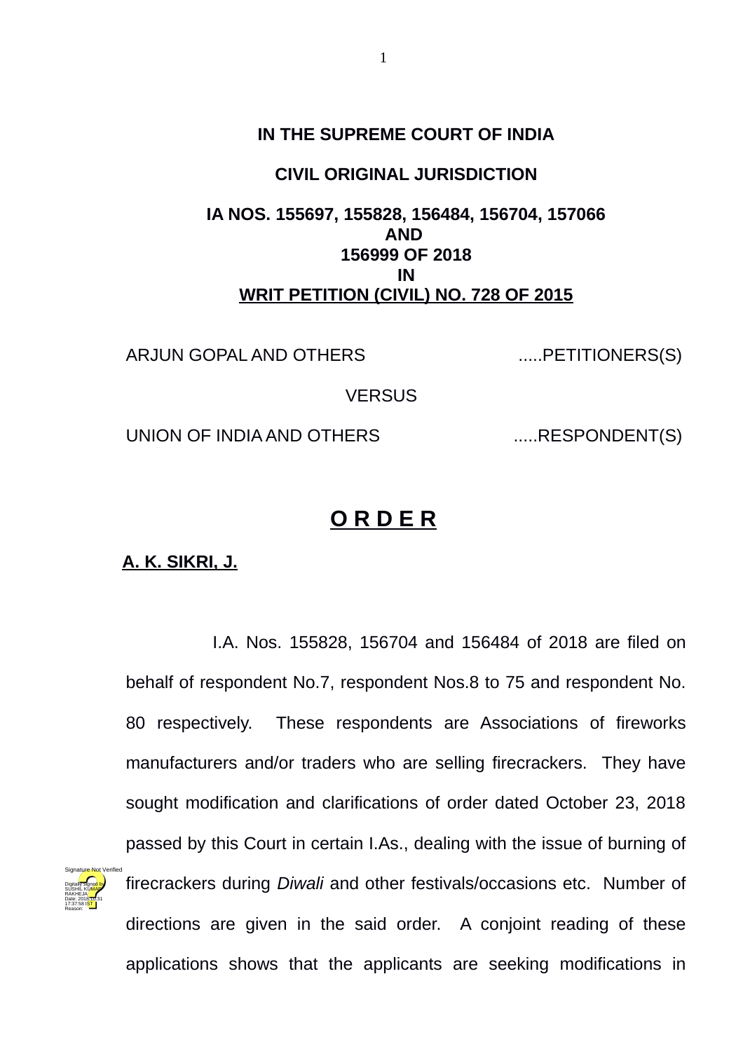**IN THE SUPREME COURT OF INDIA**

**CIVIL ORIGINAL JURISDICTION**

**IA NOS. 155697, 155828, 156484, 156704, 157066**
**AND**
**156999 OF 2018**
**IN**
**WRIT PETITION (CIVIL) NO. 728 OF 2015**

ARJUN GOPAL AND OTHERS .....PETITIONERS(S)

VERSUS

UNION OF INDIA AND OTHERS .....RESPONDENT(S)

# O R D E R

**A. K. SIKRI, J.**

I.A. Nos. 155828, 156704 and 156484 of 2018 are filed on behalf of respondent No.7, respondent Nos.8 to 75 and respondent No. 80 respectively. These respondents are Associations of fireworks manufacturers and/or traders who are selling firecrackers. They have sought modification and clarifications of order dated October 23, 2018 passed by this Court in certain I.As., dealing with the issue of burning of firecrackers during *Diwali* and other festivals/occasions etc. Number of directions are given in the said order. A conjoint reading of these applications shows that the applicants are seeking modifications in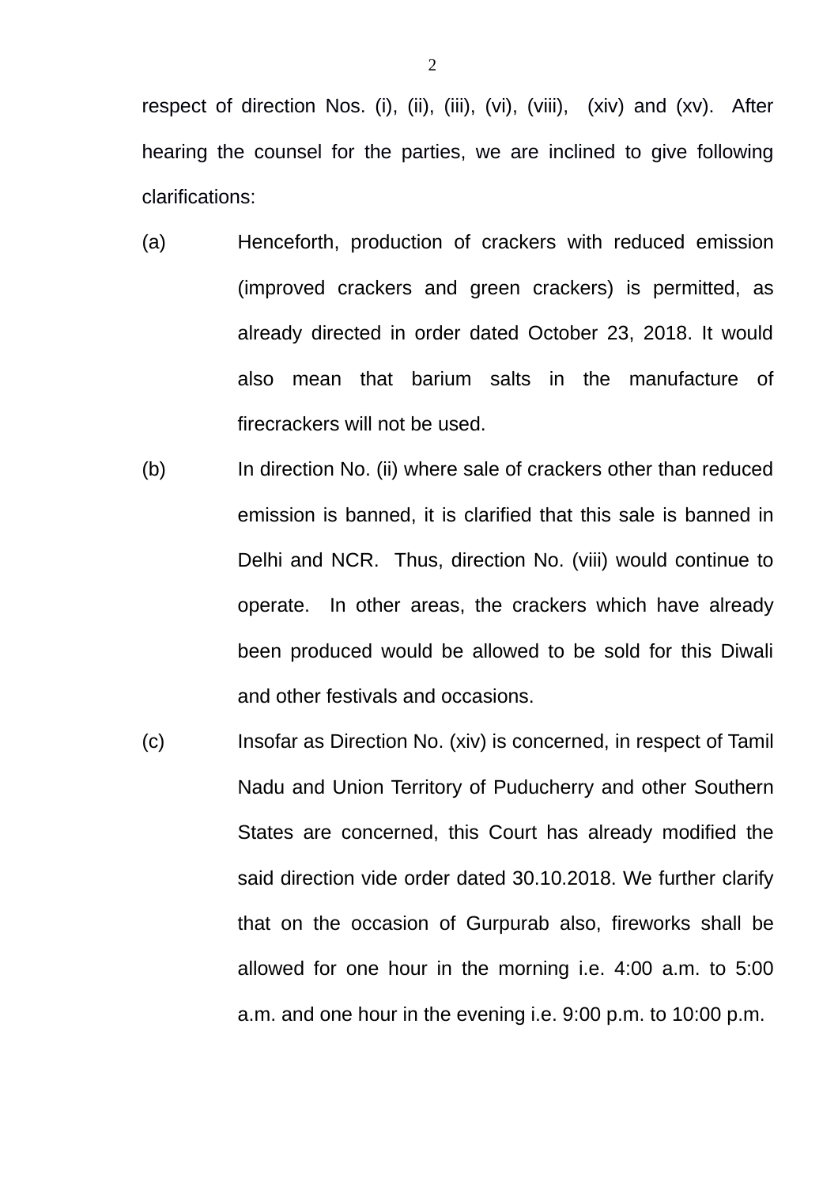respect of direction Nos. (i), (ii), (iii), (vi), (viii), (xiv) and (xv). After hearing the counsel for the parties, we are inclined to give following clarifications:

(a) Henceforth, production of crackers with reduced emission (improved crackers and green crackers) is permitted, as already directed in order dated October 23, 2018. It would also mean that barium salts in the manufacture of firecrackers will not be used.

(b) In direction No. (ii) where sale of crackers other than reduced emission is banned, it is clarified that this sale is banned in Delhi and NCR. Thus, direction No. (viii) would continue to operate. In other areas, the crackers which have already been produced would be allowed to be sold for this Diwali and other festivals and occasions.

(c) Insofar as Direction No. (xiv) is concerned, in respect of Tamil Nadu and Union Territory of Puducherry and other Southern States are concerned, this Court has already modified the said direction vide order dated 30.10.2018. We further clarify that on the occasion of Gurpurab also, fireworks shall be allowed for one hour in the morning i.e. 4:00 a.m. to 5:00 a.m. and one hour in the evening i.e. 9:00 p.m. to 10:00 p.m.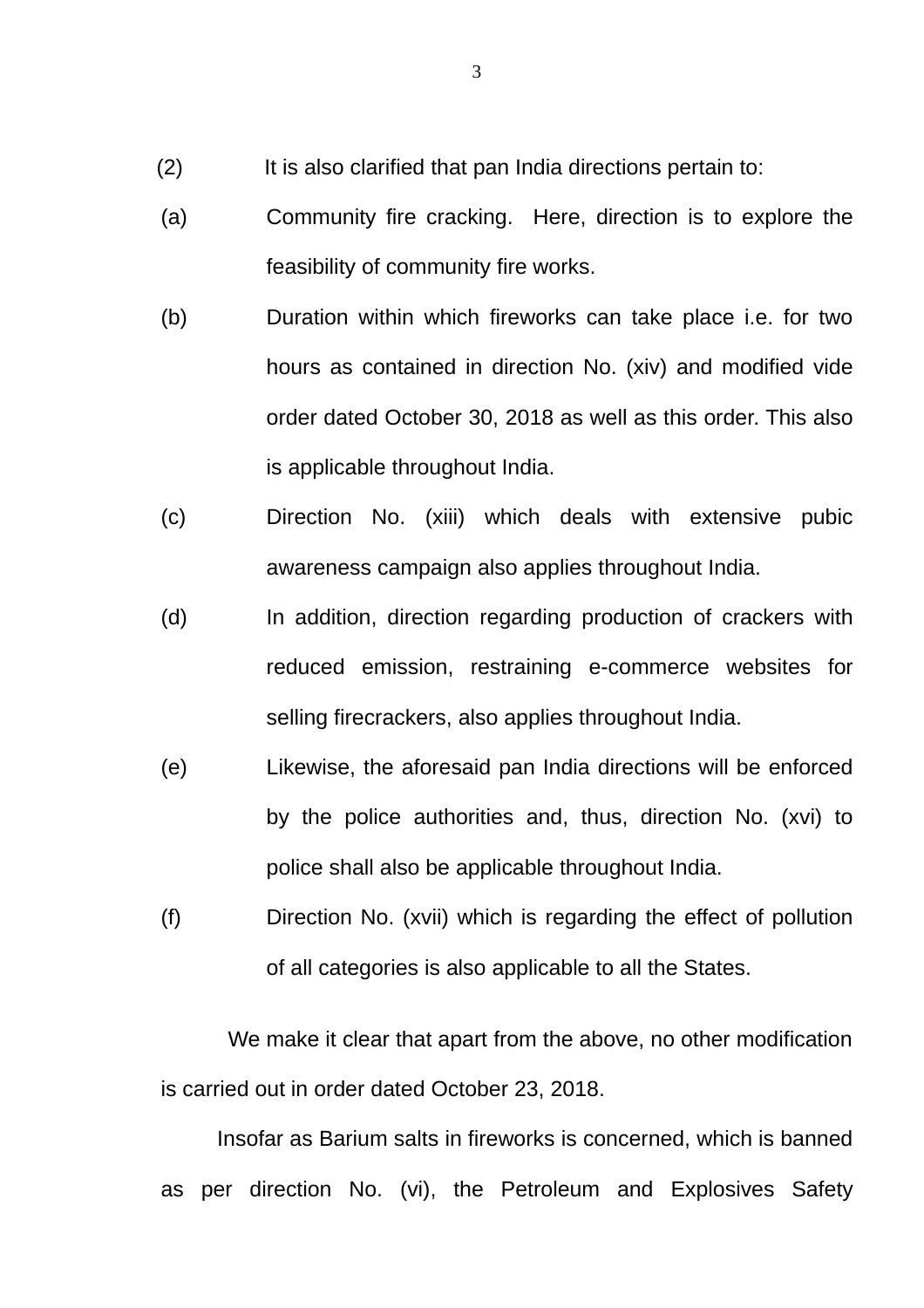(2) It is also clarified that pan India directions pertain to:

(a) Community fire cracking. Here, direction is to explore the feasibility of community fire works.

(b) Duration within which fireworks can take place i.e. for two hours as contained in direction No. (xiv) and modified vide order dated October 30, 2018 as well as this order. This also is applicable throughout India.

(c) Direction No. (xiii) which deals with extensive pubic awareness campaign also applies throughout India.

(d) In addition, direction regarding production of crackers with reduced emission, restraining e-commerce websites for selling firecrackers, also applies throughout India.

(e) Likewise, the aforesaid pan India directions will be enforced by the police authorities and, thus, direction No. (xvi) to police shall also be applicable throughout India.

(f) Direction No. (xvii) which is regarding the effect of pollution of all categories is also applicable to all the States.

We make it clear that apart from the above, no other modification is carried out in order dated October 23, 2018.

Insofar as Barium salts in fireworks is concerned, which is banned as per direction No. (vi), the Petroleum and Explosives Safety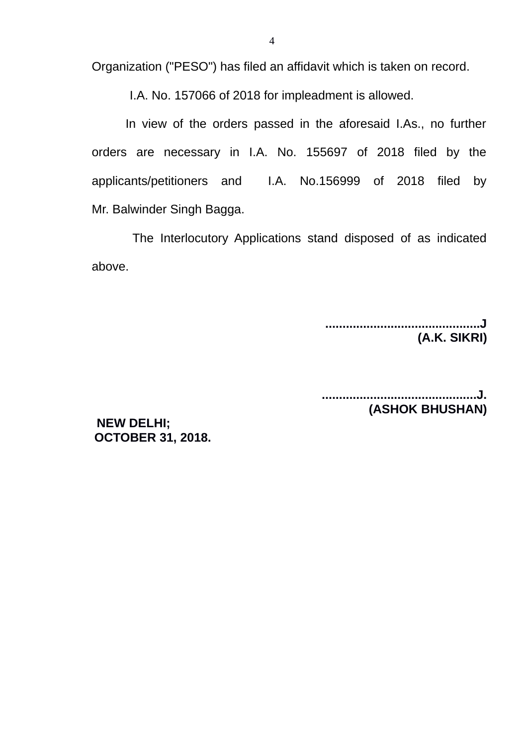Organization ("PESO") has filed an affidavit which is taken on record.

I.A. No. 157066 of 2018 for impleadment is allowed.

In view of the orders passed in the aforesaid I.As., no further orders are necessary in I.A. No. 155697 of 2018 filed by the applicants/petitioners and I.A. No.156999 of 2018 filed by Mr. Balwinder Singh Bagga.

The Interlocutory Applications stand disposed of as indicated above.

**.............................................J**
**(A.K. SIKRI)**

**.............................................J.**
**(ASHOK BHUSHAN)**

**NEW DELHI;**
**OCTOBER 31, 2018.**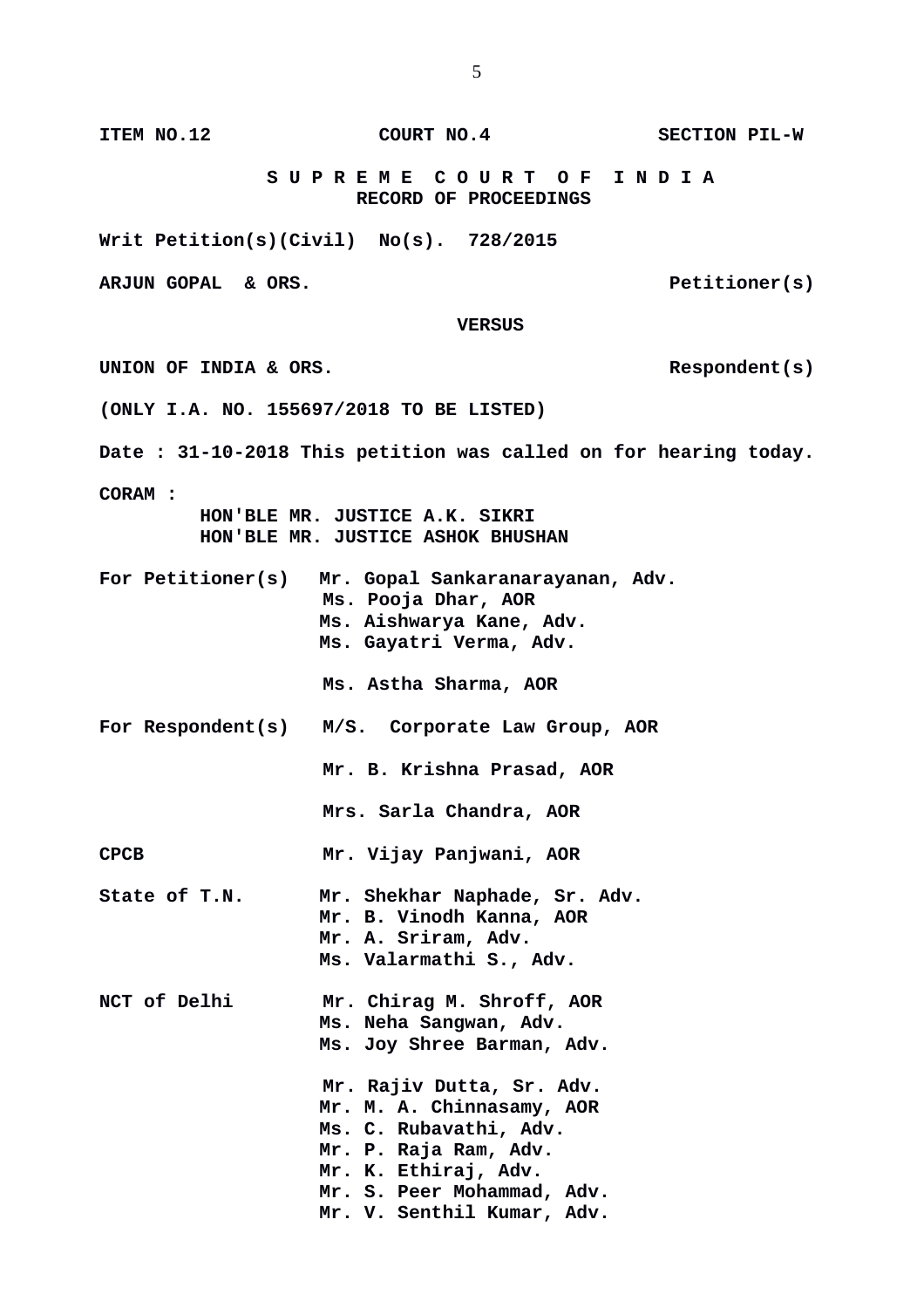**ITEM NO.12 COURT NO.4 SECTION PIL-W**

**S U P R E M E C O U R T O F I N D I A**
**RECORD OF PROCEEDINGS**

**Writ Petition(s)(Civil) No(s). 728/2015**

**ARJUN GOPAL & ORS. Petitioner(s)**

**VERSUS**

**UNION OF INDIA & ORS. Respondent(s)**

**(ONLY I.A. NO. 155697/2018 TO BE LISTED)**

**Date : 31-10-2018 This petition was called on for hearing today.**

**CORAM :**
**HON'BLE MR. JUSTICE A.K. SIKRI**
**HON'BLE MR. JUSTICE ASHOK BHUSHAN**

**For Petitioner(s)** Mr. Gopal Sankaranarayanan, Adv.
Ms. Pooja Dhar, AOR
Ms. Aishwarya Kane, Adv.
Ms. Gayatri Verma, Adv.

Ms. Astha Sharma, AOR

**For Respondent(s)** M/S. Corporate Law Group, AOR

Mr. B. Krishna Prasad, AOR

Mrs. Sarla Chandra, AOR

**CPCB** Mr. Vijay Panjwani, AOR

**State of T.N.** Mr. Shekhar Naphade, Sr. Adv.
Mr. B. Vinodh Kanna, AOR
Mr. A. Sriram, Adv.
Ms. Valarmathi S., Adv.

**NCT of Delhi** Mr. Chirag M. Shroff, AOR
Ms. Neha Sangwan, Adv.
Ms. Joy Shree Barman, Adv.

Mr. Rajiv Dutta, Sr. Adv.
Mr. M. A. Chinnasamy, AOR
Ms. C. Rubavathi, Adv.
Mr. P. Raja Ram, Adv.
Mr. K. Ethiraj, Adv.
Mr. S. Peer Mohammad, Adv.
Mr. V. Senthil Kumar, Adv.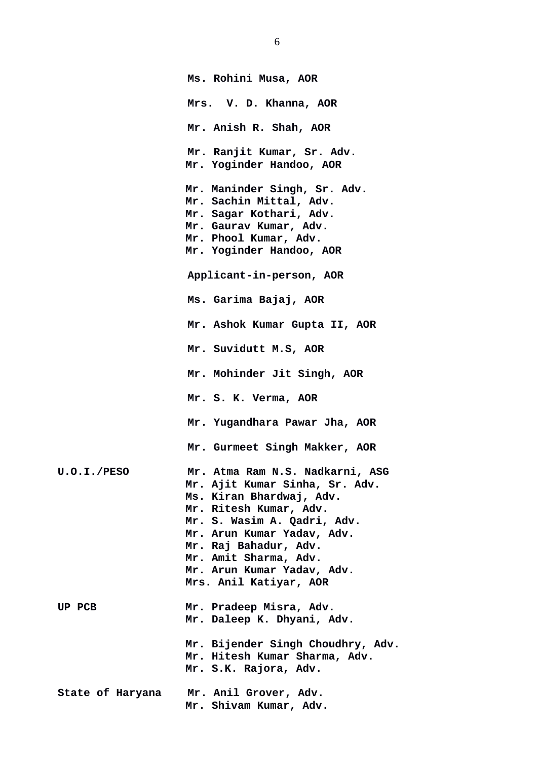**Ms. Rohini Musa, AOR**

**Mrs. V. D. Khanna, AOR**

**Mr. Anish R. Shah, AOR**

**Mr. Ranjit Kumar, Sr. Adv.**
**Mr. Yoginder Handoo, AOR**

**Mr. Maninder Singh, Sr. Adv.**
**Mr. Sachin Mittal, Adv.**
**Mr. Sagar Kothari, Adv.**
**Mr. Gaurav Kumar, Adv.**
**Mr. Phool Kumar, Adv.**
**Mr. Yoginder Handoo, AOR**

**Applicant-in-person, AOR**

**Ms. Garima Bajaj, AOR**

**Mr. Ashok Kumar Gupta II, AOR**

**Mr. Suvidutt M.S, AOR**

**Mr. Mohinder Jit Singh, AOR**

**Mr. S. K. Verma, AOR**

**Mr. Yugandhara Pawar Jha, AOR**

**Mr. Gurmeet Singh Makker, AOR**

**U.O.I./PESO** **Mr. Atma Ram N.S. Nadkarni, ASG**
**Mr. Ajit Kumar Sinha, Sr. Adv.**
**Ms. Kiran Bhardwaj, Adv.**
**Mr. Ritesh Kumar, Adv.**
**Mr. S. Wasim A. Qadri, Adv.**
**Mr. Arun Kumar Yadav, Adv.**
**Mr. Raj Bahadur, Adv.**
**Mr. Amit Sharma, Adv.**
**Mr. Arun Kumar Yadav, Adv.**
**Mrs. Anil Katiyar, AOR**

**UP PCB** **Mr. Pradeep Misra, Adv.**
**Mr. Daleep K. Dhyani, Adv.**

**Mr. Bijender Singh Choudhry, Adv.**
**Mr. Hitesh Kumar Sharma, Adv.**
**Mr. S.K. Rajora, Adv.**

**State of Haryana** **Mr. Anil Grover, Adv.**
**Mr. Shivam Kumar, Adv.**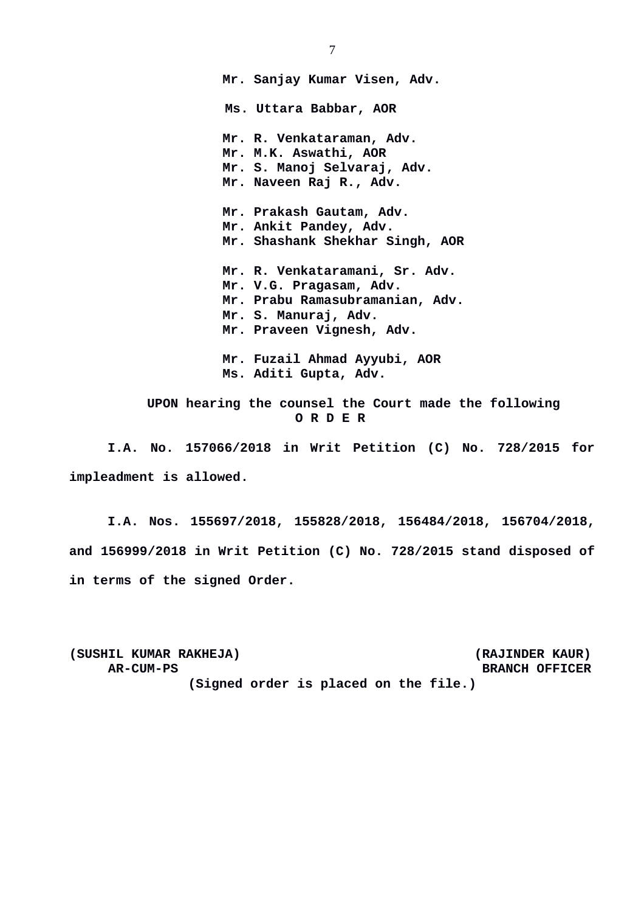**Mr. Sanjay Kumar Visen, Adv.**

**Ms. Uttara Babbar, AOR**

**Mr. R. Venkataraman, Adv.**
**Mr. M.K. Aswathi, AOR**
**Mr. S. Manoj Selvaraj, Adv.**
**Mr. Naveen Raj R., Adv.**

**Mr. Prakash Gautam, Adv.**
**Mr. Ankit Pandey, Adv.**
**Mr. Shashank Shekhar Singh, AOR**

**Mr. R. Venkataramani, Sr. Adv.**
**Mr. V.G. Pragasam, Adv.**
**Mr. Prabu Ramasubramanian, Adv.**
**Mr. S. Manuraj, Adv.**
**Mr. Praveen Vignesh, Adv.**

**Mr. Fuzail Ahmad Ayyubi, AOR**
**Ms. Aditi Gupta, Adv.**

**UPON hearing the counsel the Court made the following**
**O R D E R**

**I.A. No. 157066/2018 in Writ Petition (C) No. 728/2015 for impleadment is allowed.**

**I.A. Nos. 155697/2018, 155828/2018, 156484/2018, 156704/2018, and 156999/2018 in Writ Petition (C) No. 728/2015 stand disposed of in terms of the signed Order.**

**(SUSHIL KUMAR RAKHEJA)**
**AR-CUM-PS**

**(RAJINDER KAUR)**
**BRANCH OFFICER**

**(Signed order is placed on the file.)**